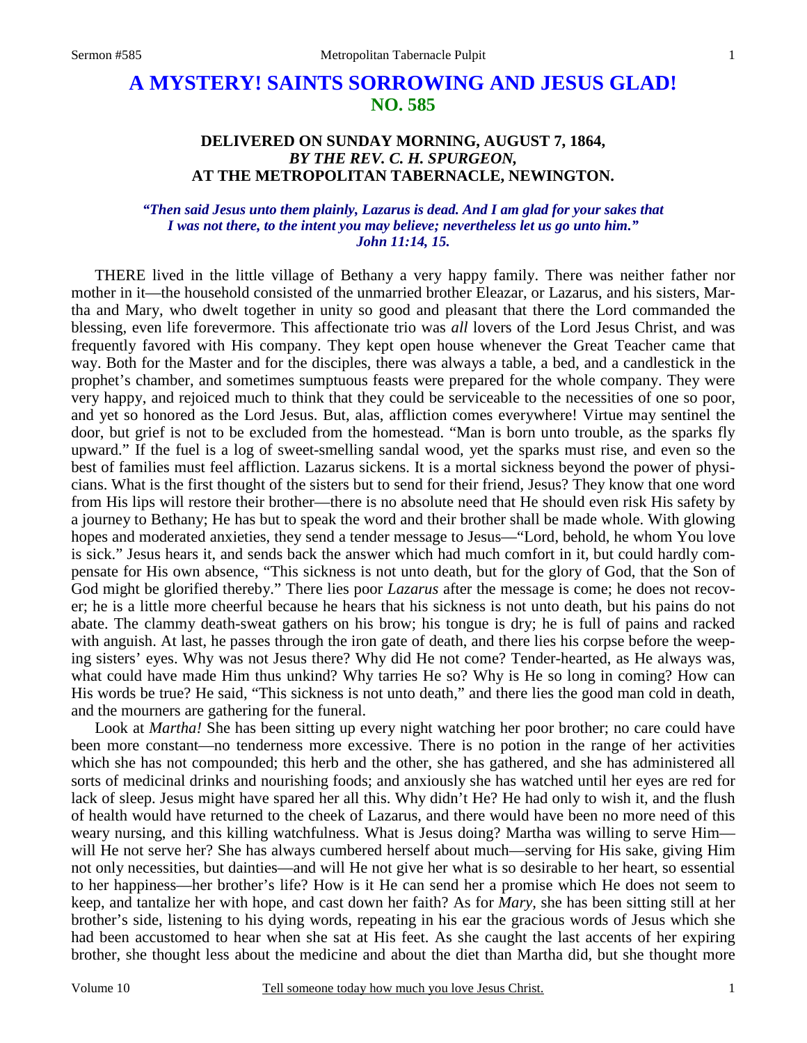# A MYSTERY! SAINTS SORROWING AND JESUS GLAD!
## NO. 585

### DELIVERED ON SUNDAY MORNING, AUGUST 7, 1864,
### *BY THE REV. C. H. SPURGEON,*
### AT THE METROPOLITAN TABERNACLE, NEWINGTON.

***"Then said Jesus unto them plainly, Lazarus is dead. And I am glad for your sakes that I was not there, to the intent you may believe; nevertheless let us go unto him." John 11:14, 15.***

THERE lived in the little village of Bethany a very happy family. There was neither father nor mother in it—the household consisted of the unmarried brother Eleazar, or Lazarus, and his sisters, Martha and Mary, who dwelt together in unity so good and pleasant that there the Lord commanded the blessing, even life forevermore. This affectionate trio was *all* lovers of the Lord Jesus Christ, and was frequently favored with His company. They kept open house whenever the Great Teacher came that way. Both for the Master and for the disciples, there was always a table, a bed, and a candlestick in the prophet's chamber, and sometimes sumptuous feasts were prepared for the whole company. They were very happy, and rejoiced much to think that they could be serviceable to the necessities of one so poor, and yet so honored as the Lord Jesus. But, alas, affliction comes everywhere! Virtue may sentinel the door, but grief is not to be excluded from the homestead. "Man is born unto trouble, as the sparks fly upward." If the fuel is a log of sweet-smelling sandal wood, yet the sparks must rise, and even so the best of families must feel affliction. Lazarus sickens. It is a mortal sickness beyond the power of physicians. What is the first thought of the sisters but to send for their friend, Jesus? They know that one word from His lips will restore their brother—there is no absolute need that He should even risk His safety by a journey to Bethany; He has but to speak the word and their brother shall be made whole. With glowing hopes and moderated anxieties, they send a tender message to Jesus—"Lord, behold, he whom You love is sick." Jesus hears it, and sends back the answer which had much comfort in it, but could hardly compensate for His own absence, "This sickness is not unto death, but for the glory of God, that the Son of God might be glorified thereby." There lies poor *Lazarus* after the message is come; he does not recover; he is a little more cheerful because he hears that his sickness is not unto death, but his pains do not abate. The clammy death-sweat gathers on his brow; his tongue is dry; he is full of pains and racked with anguish. At last, he passes through the iron gate of death, and there lies his corpse before the weeping sisters' eyes. Why was not Jesus there? Why did He not come? Tender-hearted, as He always was, what could have made Him thus unkind? Why tarries He so? Why is He so long in coming? How can His words be true? He said, "This sickness is not unto death," and there lies the good man cold in death, and the mourners are gathering for the funeral.

Look at *Martha!* She has been sitting up every night watching her poor brother; no care could have been more constant—no tenderness more excessive. There is no potion in the range of her activities which she has not compounded; this herb and the other, she has gathered, and she has administered all sorts of medicinal drinks and nourishing foods; and anxiously she has watched until her eyes are red for lack of sleep. Jesus might have spared her all this. Why didn't He? He had only to wish it, and the flush of health would have returned to the cheek of Lazarus, and there would have been no more need of this weary nursing, and this killing watchfulness. What is Jesus doing? Martha was willing to serve Him—will He not serve her? She has always cumbered herself about much—serving for His sake, giving Him not only necessities, but dainties—and will He not give her what is so desirable to her heart, so essential to her happiness—her brother's life? How is it He can send her a promise which He does not seem to keep, and tantalize her with hope, and cast down her faith? As for *Mary,* she has been sitting still at her brother's side, listening to his dying words, repeating in his ear the gracious words of Jesus which she had been accustomed to hear when she sat at His feet. As she caught the last accents of her expiring brother, she thought less about the medicine and about the diet than Martha did, but she thought more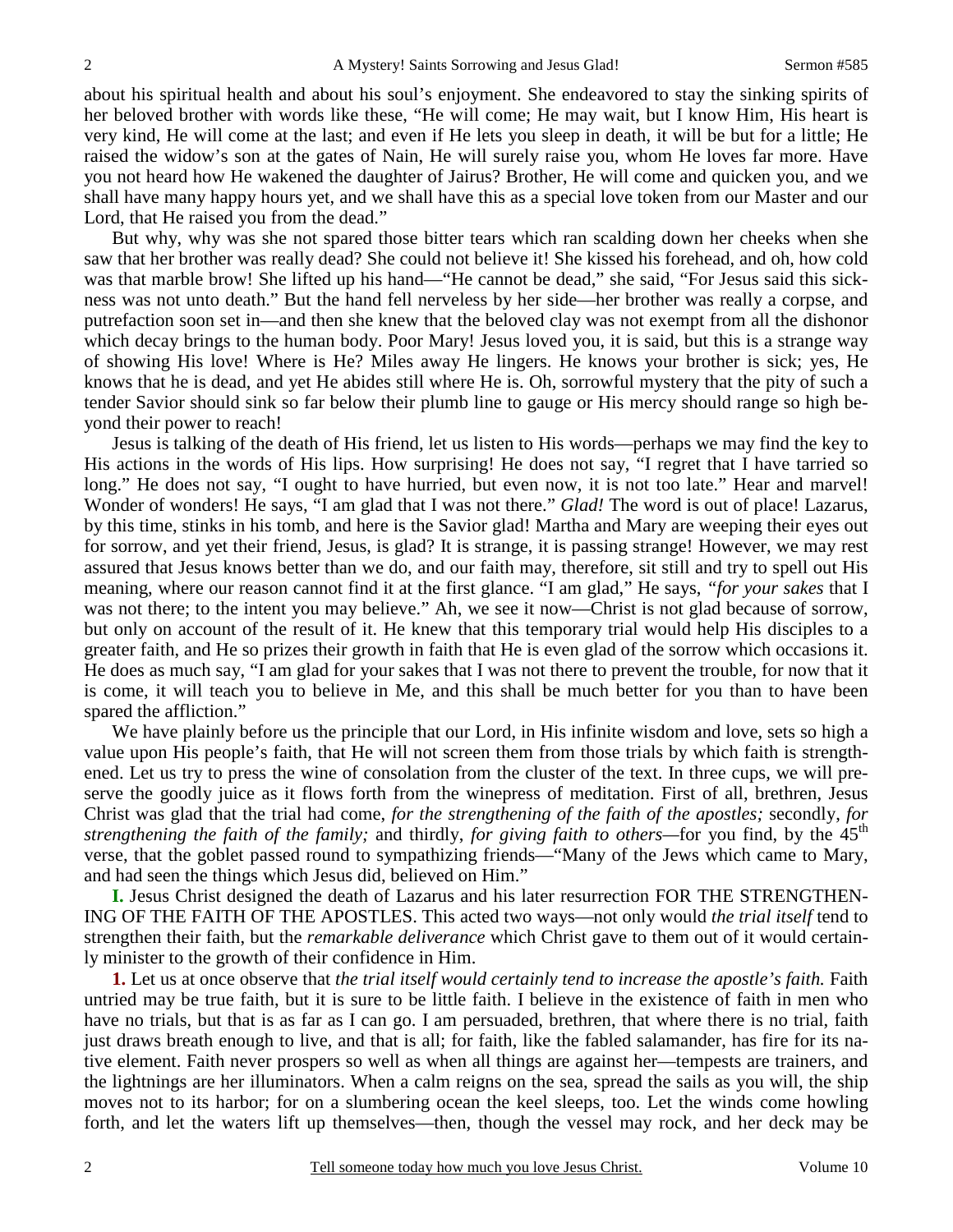about his spiritual health and about his soul's enjoyment. She endeavored to stay the sinking spirits of her beloved brother with words like these, "He will come; He may wait, but I know Him, His heart is very kind, He will come at the last; and even if He lets you sleep in death, it will be but for a little; He raised the widow's son at the gates of Nain, He will surely raise you, whom He loves far more. Have you not heard how He wakened the daughter of Jairus? Brother, He will come and quicken you, and we shall have many happy hours yet, and we shall have this as a special love token from our Master and our Lord, that He raised you from the dead."

But why, why was she not spared those bitter tears which ran scalding down her cheeks when she saw that her brother was really dead? She could not believe it! She kissed his forehead, and oh, how cold was that marble brow! She lifted up his hand—"He cannot be dead," she said, "For Jesus said this sickness was not unto death." But the hand fell nerveless by her side—her brother was really a corpse, and putrefaction soon set in—and then she knew that the beloved clay was not exempt from all the dishonor which decay brings to the human body. Poor Mary! Jesus loved you, it is said, but this is a strange way of showing His love! Where is He? Miles away He lingers. He knows your brother is sick; yes, He knows that he is dead, and yet He abides still where He is. Oh, sorrowful mystery that the pity of such a tender Savior should sink so far below their plumb line to gauge or His mercy should range so high beyond their power to reach!

Jesus is talking of the death of His friend, let us listen to His words—perhaps we may find the key to His actions in the words of His lips. How surprising! He does not say, "I regret that I have tarried so long." He does not say, "I ought to have hurried, but even now, it is not too late." Hear and marvel! Wonder of wonders! He says, "I am glad that I was not there." *Glad!* The word is out of place! Lazarus, by this time, stinks in his tomb, and here is the Savior glad! Martha and Mary are weeping their eyes out for sorrow, and yet their friend, Jesus, is glad? It is strange, it is passing strange! However, we may rest assured that Jesus knows better than we do, and our faith may, therefore, sit still and try to spell out His meaning, where our reason cannot find it at the first glance. "I am glad," He says, *"for your sakes* that I was not there; to the intent you may believe." Ah, we see it now—Christ is not glad because of sorrow, but only on account of the result of it. He knew that this temporary trial would help His disciples to a greater faith, and He so prizes their growth in faith that He is even glad of the sorrow which occasions it. He does as much say, "I am glad for your sakes that I was not there to prevent the trouble, for now that it is come, it will teach you to believe in Me, and this shall be much better for you than to have been spared the affliction."

We have plainly before us the principle that our Lord, in His infinite wisdom and love, sets so high a value upon His people's faith, that He will not screen them from those trials by which faith is strengthened. Let us try to press the wine of consolation from the cluster of the text. In three cups, we will preserve the goodly juice as it flows forth from the winepress of meditation. First of all, brethren, Jesus Christ was glad that the trial had come, *for the strengthening of the faith of the apostles;* secondly, *for strengthening the faith of the family;* and thirdly, *for giving faith to others*—for you find, by the 45th verse, that the goblet passed round to sympathizing friends—"Many of the Jews which came to Mary, and had seen the things which Jesus did, believed on Him."

**I.** Jesus Christ designed the death of Lazarus and his later resurrection FOR THE STRENGTHENING OF THE FAITH OF THE APOSTLES. This acted two ways—not only would *the trial itself* tend to strengthen their faith, but the *remarkable deliverance* which Christ gave to them out of it would certainly minister to the growth of their confidence in Him.

**1.** Let us at once observe that *the trial itself would certainly tend to increase the apostle's faith.* Faith untried may be true faith, but it is sure to be little faith. I believe in the existence of faith in men who have no trials, but that is as far as I can go. I am persuaded, brethren, that where there is no trial, faith just draws breath enough to live, and that is all; for faith, like the fabled salamander, has fire for its native element. Faith never prospers so well as when all things are against her—tempests are trainers, and the lightnings are her illuminators. When a calm reigns on the sea, spread the sails as you will, the ship moves not to its harbor; for on a slumbering ocean the keel sleeps, too. Let the winds come howling forth, and let the waters lift up themselves—then, though the vessel may rock, and her deck may be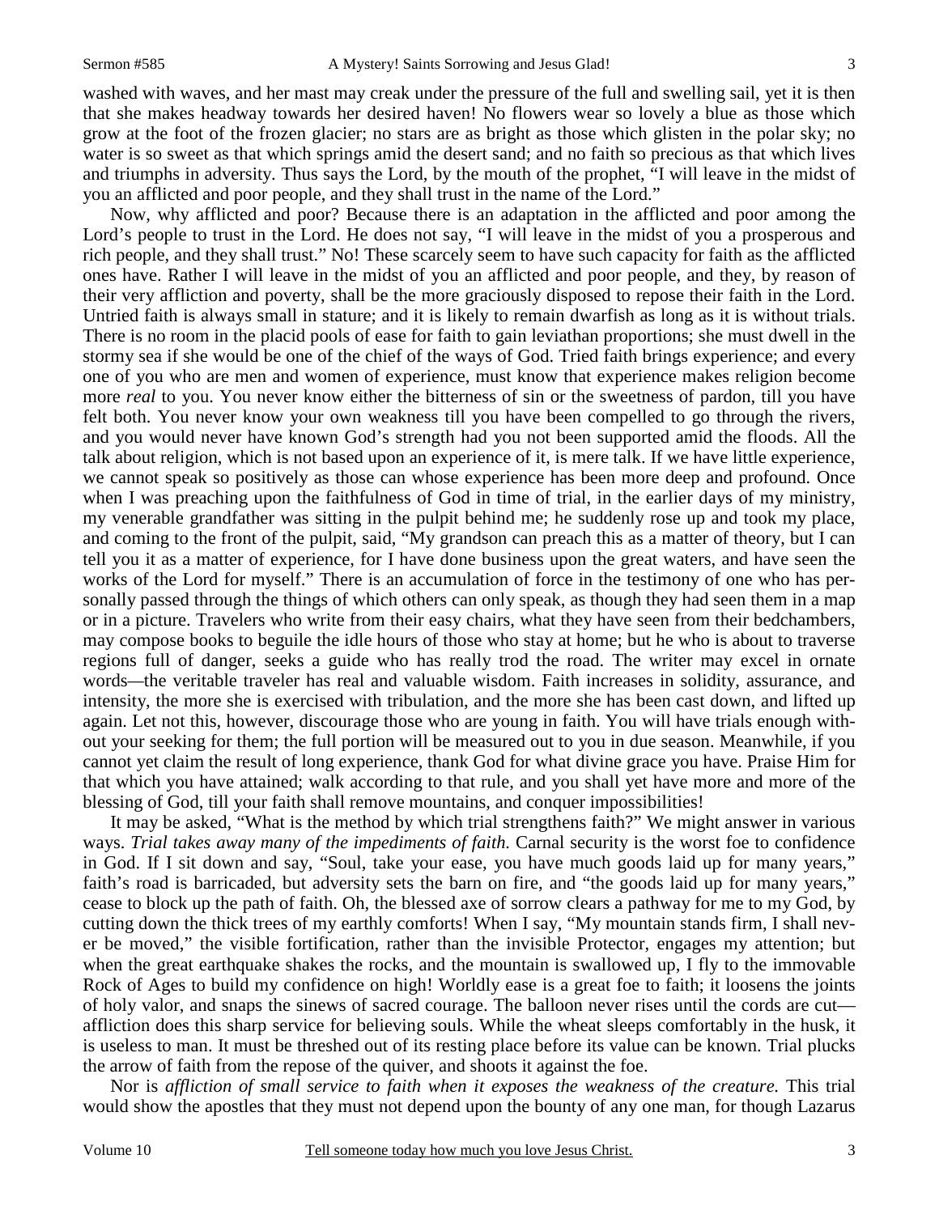washed with waves, and her mast may creak under the pressure of the full and swelling sail, yet it is then that she makes headway towards her desired haven! No flowers wear so lovely a blue as those which grow at the foot of the frozen glacier; no stars are as bright as those which glisten in the polar sky; no water is so sweet as that which springs amid the desert sand; and no faith so precious as that which lives and triumphs in adversity. Thus says the Lord, by the mouth of the prophet, "I will leave in the midst of you an afflicted and poor people, and they shall trust in the name of the Lord."

Now, why afflicted and poor? Because there is an adaptation in the afflicted and poor among the Lord's people to trust in the Lord. He does not say, "I will leave in the midst of you a prosperous and rich people, and they shall trust." No! These scarcely seem to have such capacity for faith as the afflicted ones have. Rather I will leave in the midst of you an afflicted and poor people, and they, by reason of their very affliction and poverty, shall be the more graciously disposed to repose their faith in the Lord. Untried faith is always small in stature; and it is likely to remain dwarfish as long as it is without trials. There is no room in the placid pools of ease for faith to gain leviathan proportions; she must dwell in the stormy sea if she would be one of the chief of the ways of God. Tried faith brings experience; and every one of you who are men and women of experience, must know that experience makes religion become more *real* to you. You never know either the bitterness of sin or the sweetness of pardon, till you have felt both. You never know your own weakness till you have been compelled to go through the rivers, and you would never have known God's strength had you not been supported amid the floods. All the talk about religion, which is not based upon an experience of it, is mere talk. If we have little experience, we cannot speak so positively as those can whose experience has been more deep and profound. Once when I was preaching upon the faithfulness of God in time of trial, in the earlier days of my ministry, my venerable grandfather was sitting in the pulpit behind me; he suddenly rose up and took my place, and coming to the front of the pulpit, said, "My grandson can preach this as a matter of theory, but I can tell you it as a matter of experience, for I have done business upon the great waters, and have seen the works of the Lord for myself." There is an accumulation of force in the testimony of one who has personally passed through the things of which others can only speak, as though they had seen them in a map or in a picture. Travelers who write from their easy chairs, what they have seen from their bedchambers, may compose books to beguile the idle hours of those who stay at home; but he who is about to traverse regions full of danger, seeks a guide who has really trod the road. The writer may excel in ornate words—the veritable traveler has real and valuable wisdom. Faith increases in solidity, assurance, and intensity, the more she is exercised with tribulation, and the more she has been cast down, and lifted up again. Let not this, however, discourage those who are young in faith. You will have trials enough without your seeking for them; the full portion will be measured out to you in due season. Meanwhile, if you cannot yet claim the result of long experience, thank God for what divine grace you have. Praise Him for that which you have attained; walk according to that rule, and you shall yet have more and more of the blessing of God, till your faith shall remove mountains, and conquer impossibilities!

It may be asked, "What is the method by which trial strengthens faith?" We might answer in various ways. *Trial takes away many of the impediments of faith.* Carnal security is the worst foe to confidence in God. If I sit down and say, "Soul, take your ease, you have much goods laid up for many years," faith's road is barricaded, but adversity sets the barn on fire, and "the goods laid up for many years," cease to block up the path of faith. Oh, the blessed axe of sorrow clears a pathway for me to my God, by cutting down the thick trees of my earthly comforts! When I say, "My mountain stands firm, I shall never be moved," the visible fortification, rather than the invisible Protector, engages my attention; but when the great earthquake shakes the rocks, and the mountain is swallowed up, I fly to the immovable Rock of Ages to build my confidence on high! Worldly ease is a great foe to faith; it loosens the joints of holy valor, and snaps the sinews of sacred courage. The balloon never rises until the cords are cut—affliction does this sharp service for believing souls. While the wheat sleeps comfortably in the husk, it is useless to man. It must be threshed out of its resting place before its value can be known. Trial plucks the arrow of faith from the repose of the quiver, and shoots it against the foe.

Nor is *affliction of small service to faith when it exposes the weakness of the creature.* This trial would show the apostles that they must not depend upon the bounty of any one man, for though Lazarus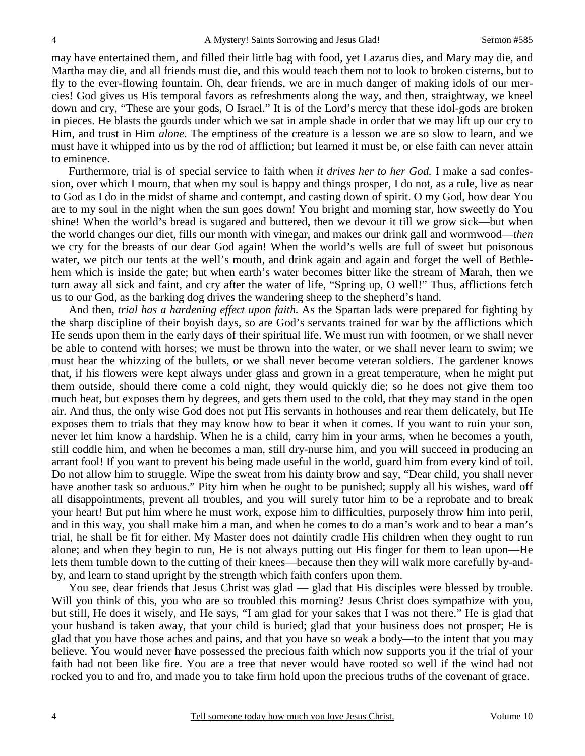may have entertained them, and filled their little bag with food, yet Lazarus dies, and Mary may die, and Martha may die, and all friends must die, and this would teach them not to look to broken cisterns, but to fly to the ever-flowing fountain. Oh, dear friends, we are in much danger of making idols of our mercies! God gives us His temporal favors as refreshments along the way, and then, straightway, we kneel down and cry, "These are your gods, O Israel." It is of the Lord's mercy that these idol-gods are broken in pieces. He blasts the gourds under which we sat in ample shade in order that we may lift up our cry to Him, and trust in Him *alone*. The emptiness of the creature is a lesson we are so slow to learn, and we must have it whipped into us by the rod of affliction; but learned it must be, or else faith can never attain to eminence.

Furthermore, trial is of special service to faith when *it drives her to her God.* I make a sad confession, over which I mourn, that when my soul is happy and things prosper, I do not, as a rule, live as near to God as I do in the midst of shame and contempt, and casting down of spirit. O my God, how dear You are to my soul in the night when the sun goes down! You bright and morning star, how sweetly do You shine! When the world's bread is sugared and buttered, then we devour it till we grow sick—but when the world changes our diet, fills our month with vinegar, and makes our drink gall and wormwood—*then* we cry for the breasts of our dear God again! When the world's wells are full of sweet but poisonous water, we pitch our tents at the well's mouth, and drink again and again and forget the well of Bethlehem which is inside the gate; but when earth's water becomes bitter like the stream of Marah, then we turn away all sick and faint, and cry after the water of life, "Spring up, O well!" Thus, afflictions fetch us to our God, as the barking dog drives the wandering sheep to the shepherd's hand.

And then, *trial has a hardening effect upon faith.* As the Spartan lads were prepared for fighting by the sharp discipline of their boyish days, so are God's servants trained for war by the afflictions which He sends upon them in the early days of their spiritual life. We must run with footmen, or we shall never be able to contend with horses; we must be thrown into the water, or we shall never learn to swim; we must hear the whizzing of the bullets, or we shall never become veteran soldiers. The gardener knows that, if his flowers were kept always under glass and grown in a great temperature, when he might put them outside, should there come a cold night, they would quickly die; so he does not give them too much heat, but exposes them by degrees, and gets them used to the cold, that they may stand in the open air. And thus, the only wise God does not put His servants in hothouses and rear them delicately, but He exposes them to trials that they may know how to bear it when it comes. If you want to ruin your son, never let him know a hardship. When he is a child, carry him in your arms, when he becomes a youth, still coddle him, and when he becomes a man, still dry-nurse him, and you will succeed in producing an arrant fool! If you want to prevent his being made useful in the world, guard him from every kind of toil. Do not allow him to struggle. Wipe the sweat from his dainty brow and say, "Dear child, you shall never have another task so arduous." Pity him when he ought to be punished; supply all his wishes, ward off all disappointments, prevent all troubles, and you will surely tutor him to be a reprobate and to break your heart! But put him where he must work, expose him to difficulties, purposely throw him into peril, and in this way, you shall make him a man, and when he comes to do a man's work and to bear a man's trial, he shall be fit for either. My Master does not daintily cradle His children when they ought to run alone; and when they begin to run, He is not always putting out His finger for them to lean upon—He lets them tumble down to the cutting of their knees—because then they will walk more carefully by-and-by, and learn to stand upright by the strength which faith confers upon them.

You see, dear friends that Jesus Christ was glad — glad that His disciples were blessed by trouble. Will you think of this, you who are so troubled this morning? Jesus Christ does sympathize with you, but still, He does it wisely, and He says, "I am glad for your sakes that I was not there." He is glad that your husband is taken away, that your child is buried; glad that your business does not prosper; He is glad that you have those aches and pains, and that you have so weak a body—to the intent that you may believe. You would never have possessed the precious faith which now supports you if the trial of your faith had not been like fire. You are a tree that never would have rooted so well if the wind had not rocked you to and fro, and made you to take firm hold upon the precious truths of the covenant of grace.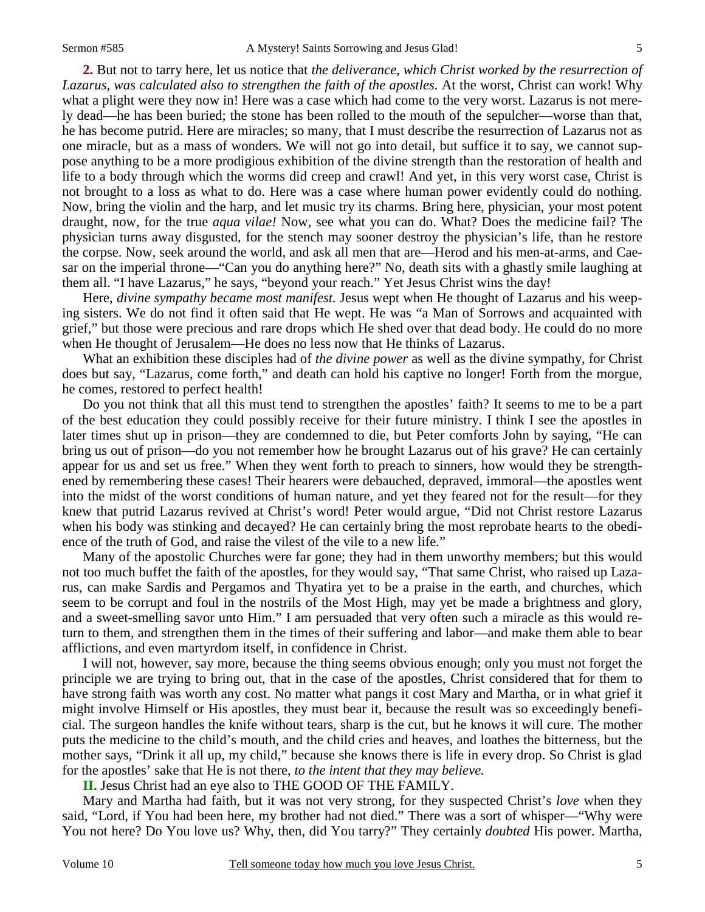**2.** But not to tarry here, let us notice that *the deliverance, which Christ worked by the resurrection of Lazarus, was calculated also to strengthen the faith of the apostles.* At the worst, Christ can work! Why what a plight were they now in! Here was a case which had come to the very worst. Lazarus is not merely dead—he has been buried; the stone has been rolled to the mouth of the sepulcher—worse than that, he has become putrid. Here are miracles; so many, that I must describe the resurrection of Lazarus not as one miracle, but as a mass of wonders. We will not go into detail, but suffice it to say, we cannot suppose anything to be a more prodigious exhibition of the divine strength than the restoration of health and life to a body through which the worms did creep and crawl! And yet, in this very worst case, Christ is not brought to a loss as what to do. Here was a case where human power evidently could do nothing. Now, bring the violin and the harp, and let music try its charms. Bring here, physician, your most potent draught, now, for the true *aqua vilae!* Now, see what you can do. What? Does the medicine fail? The physician turns away disgusted, for the stench may sooner destroy the physician's life, than he restore the corpse. Now, seek around the world, and ask all men that are—Herod and his men-at-arms, and Caesar on the imperial throne—"Can you do anything here?" No, death sits with a ghastly smile laughing at them all. "I have Lazarus," he says, "beyond your reach." Yet Jesus Christ wins the day!

Here, *divine sympathy became most manifest.* Jesus wept when He thought of Lazarus and his weeping sisters. We do not find it often said that He wept. He was "a Man of Sorrows and acquainted with grief," but those were precious and rare drops which He shed over that dead body. He could do no more when He thought of Jerusalem—He does no less now that He thinks of Lazarus.

What an exhibition these disciples had of *the divine power* as well as the divine sympathy, for Christ does but say, "Lazarus, come forth," and death can hold his captive no longer! Forth from the morgue, he comes, restored to perfect health!

Do you not think that all this must tend to strengthen the apostles' faith? It seems to me to be a part of the best education they could possibly receive for their future ministry. I think I see the apostles in later times shut up in prison—they are condemned to die, but Peter comforts John by saying, "He can bring us out of prison—do you not remember how he brought Lazarus out of his grave? He can certainly appear for us and set us free." When they went forth to preach to sinners, how would they be strengthened by remembering these cases! Their hearers were debauched, depraved, immoral—the apostles went into the midst of the worst conditions of human nature, and yet they feared not for the result—for they knew that putrid Lazarus revived at Christ's word! Peter would argue, "Did not Christ restore Lazarus when his body was stinking and decayed? He can certainly bring the most reprobate hearts to the obedience of the truth of God, and raise the vilest of the vile to a new life."

Many of the apostolic Churches were far gone; they had in them unworthy members; but this would not too much buffet the faith of the apostles, for they would say, "That same Christ, who raised up Lazarus, can make Sardis and Pergamos and Thyatira yet to be a praise in the earth, and churches, which seem to be corrupt and foul in the nostrils of the Most High, may yet be made a brightness and glory, and a sweet-smelling savor unto Him." I am persuaded that very often such a miracle as this would return to them, and strengthen them in the times of their suffering and labor—and make them able to bear afflictions, and even martyrdom itself, in confidence in Christ.

I will not, however, say more, because the thing seems obvious enough; only you must not forget the principle we are trying to bring out, that in the case of the apostles, Christ considered that for them to have strong faith was worth any cost. No matter what pangs it cost Mary and Martha, or in what grief it might involve Himself or His apostles, they must bear it, because the result was so exceedingly beneficial. The surgeon handles the knife without tears, sharp is the cut, but he knows it will cure. The mother puts the medicine to the child's mouth, and the child cries and heaves, and loathes the bitterness, but the mother says, "Drink it all up, my child," because she knows there is life in every drop. So Christ is glad for the apostles' sake that He is not there, *to the intent that they may believe.*

**II.** Jesus Christ had an eye also to THE GOOD OF THE FAMILY.

Mary and Martha had faith, but it was not very strong, for they suspected Christ's *love* when they said, "Lord, if You had been here, my brother had not died." There was a sort of whisper—"Why were You not here? Do You love us? Why, then, did You tarry?" They certainly *doubted* His power. Martha,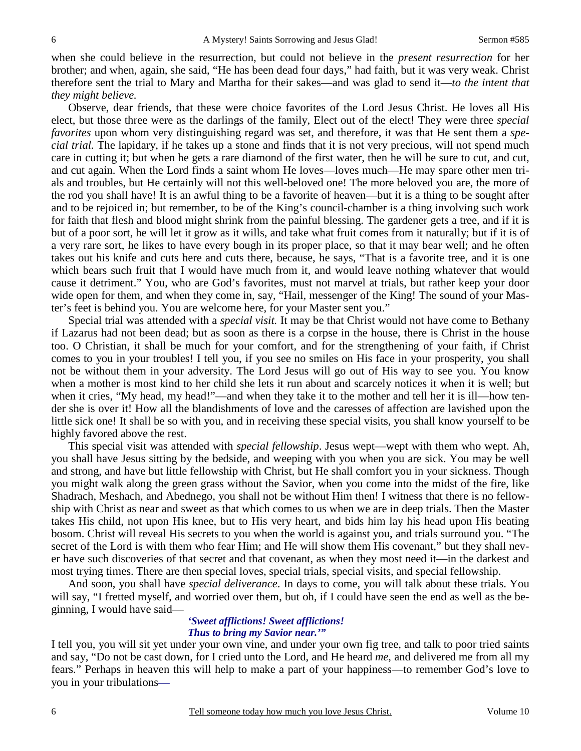when she could believe in the resurrection, but could not believe in the *present resurrection* for her brother; and when, again, she said, "He has been dead four days," had faith, but it was very weak. Christ therefore sent the trial to Mary and Martha for their sakes—and was glad to send it—*to the intent that they might believe.*

Observe, dear friends, that these were choice favorites of the Lord Jesus Christ. He loves all His elect, but those three were as the darlings of the family, Elect out of the elect! They were three *special favorites* upon whom very distinguishing regard was set, and therefore, it was that He sent them a *special trial.* The lapidary, if he takes up a stone and finds that it is not very precious, will not spend much care in cutting it; but when he gets a rare diamond of the first water, then he will be sure to cut, and cut, and cut again. When the Lord finds a saint whom He loves—loves much—He may spare other men trials and troubles, but He certainly will not this well-beloved one! The more beloved you are, the more of the rod you shall have! It is an awful thing to be a favorite of heaven—but it is a thing to be sought after and to be rejoiced in; but remember, to be of the King's council-chamber is a thing involving such work for faith that flesh and blood might shrink from the painful blessing. The gardener gets a tree, and if it is but of a poor sort, he will let it grow as it wills, and take what fruit comes from it naturally; but if it is of a very rare sort, he likes to have every bough in its proper place, so that it may bear well; and he often takes out his knife and cuts here and cuts there, because, he says, "That is a favorite tree, and it is one which bears such fruit that I would have much from it, and would leave nothing whatever that would cause it detriment." You, who are God's favorites, must not marvel at trials, but rather keep your door wide open for them, and when they come in, say, "Hail, messenger of the King! The sound of your Master's feet is behind you. You are welcome here, for your Master sent you."

Special trial was attended with a *special visit.* It may be that Christ would not have come to Bethany if Lazarus had not been dead; but as soon as there is a corpse in the house, there is Christ in the house too. O Christian, it shall be much for your comfort, and for the strengthening of your faith, if Christ comes to you in your troubles! I tell you, if you see no smiles on His face in your prosperity, you shall not be without them in your adversity. The Lord Jesus will go out of His way to see you. You know when a mother is most kind to her child she lets it run about and scarcely notices it when it is well; but when it cries, "My head, my head!"—and when they take it to the mother and tell her it is ill—how tender she is over it! How all the blandishments of love and the caresses of affection are lavished upon the little sick one! It shall be so with you, and in receiving these special visits, you shall know yourself to be highly favored above the rest.

This special visit was attended with *special fellowship*. Jesus wept—wept with them who wept. Ah, you shall have Jesus sitting by the bedside, and weeping with you when you are sick. You may be well and strong, and have but little fellowship with Christ, but He shall comfort you in your sickness. Though you might walk along the green grass without the Savior, when you come into the midst of the fire, like Shadrach, Meshach, and Abednego, you shall not be without Him then! I witness that there is no fellowship with Christ as near and sweet as that which comes to us when we are in deep trials. Then the Master takes His child, not upon His knee, but to His very heart, and bids him lay his head upon His beating bosom. Christ will reveal His secrets to you when the world is against you, and trials surround you. "The secret of the Lord is with them who fear Him; and He will show them His covenant," but they shall never have such discoveries of that secret and that covenant, as when they most need it—in the darkest and most trying times. There are then special loves, special trials, special visits, and special fellowship.

And soon, you shall have *special deliverance*. In days to come, you will talk about these trials. You will say, "I fretted myself, and worried over them, but oh, if I could have seen the end as well as the beginning, I would have said—

> ***'Sweet afflictions! Sweet afflictions!***
> ***Thus to bring my Savior near.'"***

I tell you, you will sit yet under your own vine, and under your own fig tree, and talk to poor tried saints and say, "Do not be cast down, for I cried unto the Lord, and He heard *me,* and delivered me from all my fears." Perhaps in heaven this will help to make a part of your happiness—to remember God's love to you in your tribulations—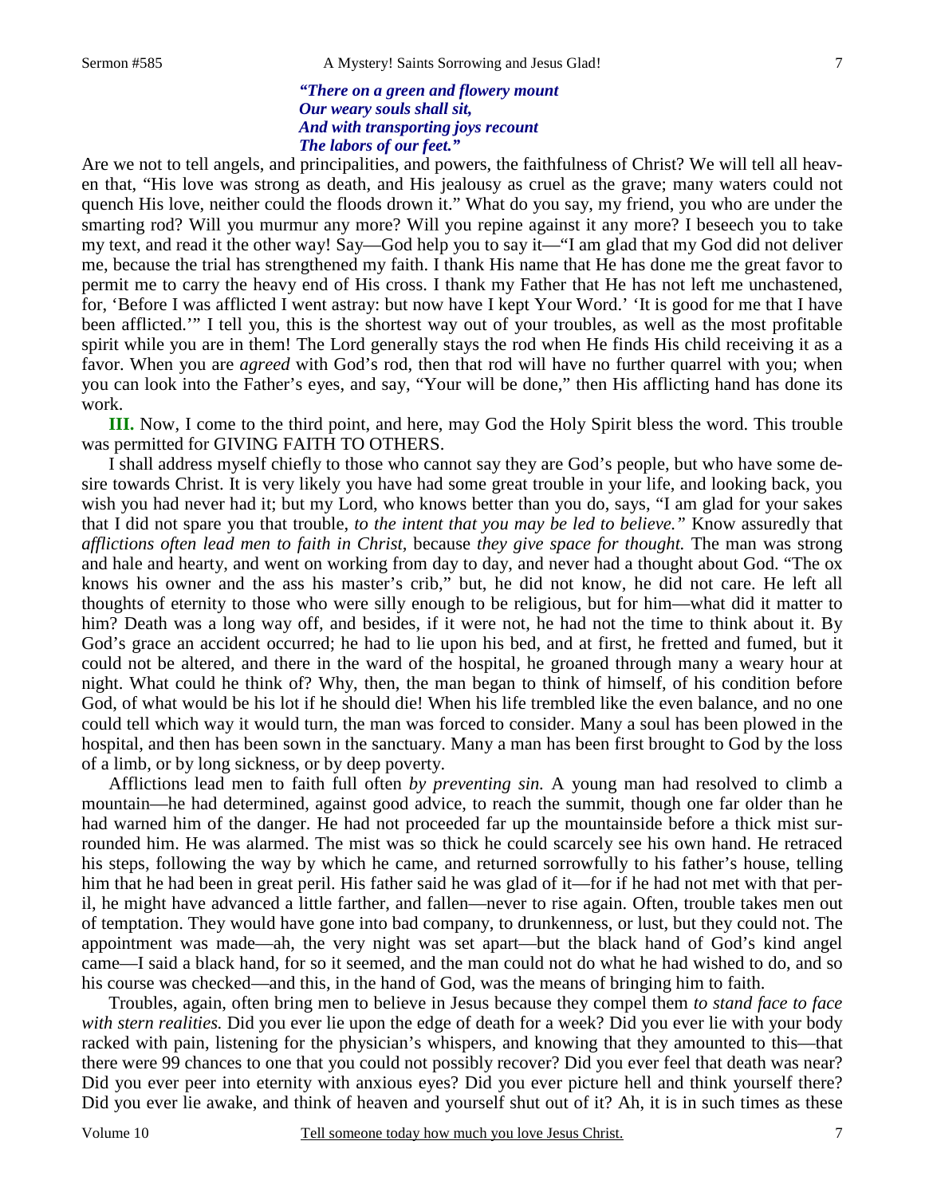> ***"There on a green and flowery mount***
> ***Our weary souls shall sit,***
> ***And with transporting joys recount***
> ***The labors of our feet."***

Are we not to tell angels, and principalities, and powers, the faithfulness of Christ? We will tell all heaven that, "His love was strong as death, and His jealousy as cruel as the grave; many waters could not quench His love, neither could the floods drown it." What do you say, my friend, you who are under the smarting rod? Will you murmur any more? Will you repine against it any more? I beseech you to take my text, and read it the other way! Say—God help you to say it—"I am glad that my God did not deliver me, because the trial has strengthened my faith. I thank His name that He has done me the great favor to permit me to carry the heavy end of His cross. I thank my Father that He has not left me unchastened, for, 'Before I was afflicted I went astray: but now have I kept Your Word.' 'It is good for me that I have been afflicted.'" I tell you, this is the shortest way out of your troubles, as well as the most profitable spirit while you are in them! The Lord generally stays the rod when He finds His child receiving it as a favor. When you are *agreed* with God's rod, then that rod will have no further quarrel with you; when you can look into the Father's eyes, and say, "Your will be done," then His afflicting hand has done its work.

**III.** Now, I come to the third point, and here, may God the Holy Spirit bless the word. This trouble was permitted for GIVING FAITH TO OTHERS.

I shall address myself chiefly to those who cannot say they are God's people, but who have some desire towards Christ. It is very likely you have had some great trouble in your life, and looking back, you wish you had never had it; but my Lord, who knows better than you do, says, "I am glad for your sakes that I did not spare you that trouble, *to the intent that you may be led to believe."* Know assuredly that *afflictions often lead men to faith in Christ,* because *they give space for thought.* The man was strong and hale and hearty, and went on working from day to day, and never had a thought about God. "The ox knows his owner and the ass his master's crib," but, he did not know, he did not care. He left all thoughts of eternity to those who were silly enough to be religious, but for him—what did it matter to him? Death was a long way off, and besides, if it were not, he had not the time to think about it. By God's grace an accident occurred; he had to lie upon his bed, and at first, he fretted and fumed, but it could not be altered, and there in the ward of the hospital, he groaned through many a weary hour at night. What could he think of? Why, then, the man began to think of himself, of his condition before God, of what would be his lot if he should die! When his life trembled like the even balance, and no one could tell which way it would turn, the man was forced to consider. Many a soul has been plowed in the hospital, and then has been sown in the sanctuary. Many a man has been first brought to God by the loss of a limb, or by long sickness, or by deep poverty.

Afflictions lead men to faith full often *by preventing sin.* A young man had resolved to climb a mountain—he had determined, against good advice, to reach the summit, though one far older than he had warned him of the danger. He had not proceeded far up the mountainside before a thick mist surrounded him. He was alarmed. The mist was so thick he could scarcely see his own hand. He retraced his steps, following the way by which he came, and returned sorrowfully to his father's house, telling him that he had been in great peril. His father said he was glad of it—for if he had not met with that peril, he might have advanced a little farther, and fallen—never to rise again. Often, trouble takes men out of temptation. They would have gone into bad company, to drunkenness, or lust, but they could not. The appointment was made—ah, the very night was set apart—but the black hand of God's kind angel came—I said a black hand, for so it seemed, and the man could not do what he had wished to do, and so his course was checked—and this, in the hand of God, was the means of bringing him to faith.

Troubles, again, often bring men to believe in Jesus because they compel them *to stand face to face with stern realities.* Did you ever lie upon the edge of death for a week? Did you ever lie with your body racked with pain, listening for the physician's whispers, and knowing that they amounted to this—that there were 99 chances to one that you could not possibly recover? Did you ever feel that death was near? Did you ever peer into eternity with anxious eyes? Did you ever picture hell and think yourself there? Did you ever lie awake, and think of heaven and yourself shut out of it? Ah, it is in such times as these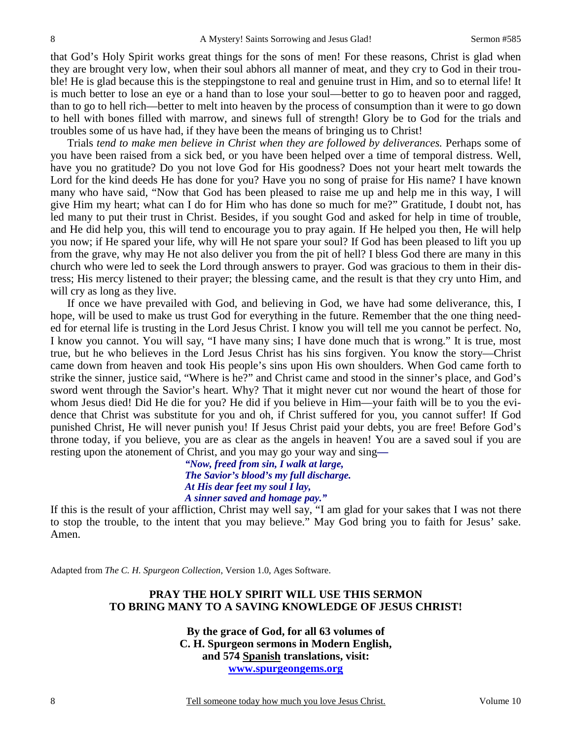that God's Holy Spirit works great things for the sons of men! For these reasons, Christ is glad when they are brought very low, when their soul abhors all manner of meat, and they cry to God in their trouble! He is glad because this is the steppingstone to real and genuine trust in Him, and so to eternal life! It is much better to lose an eye or a hand than to lose your soul—better to go to heaven poor and ragged, than to go to hell rich—better to melt into heaven by the process of consumption than it were to go down to hell with bones filled with marrow, and sinews full of strength! Glory be to God for the trials and troubles some of us have had, if they have been the means of bringing us to Christ!

Trials *tend to make men believe in Christ when they are followed by deliverances.* Perhaps some of you have been raised from a sick bed, or you have been helped over a time of temporal distress. Well, have you no gratitude? Do you not love God for His goodness? Does not your heart melt towards the Lord for the kind deeds He has done for you? Have you no song of praise for His name? I have known many who have said, "Now that God has been pleased to raise me up and help me in this way, I will give Him my heart; what can I do for Him who has done so much for me?" Gratitude, I doubt not, has led many to put their trust in Christ. Besides, if you sought God and asked for help in time of trouble, and He did help you, this will tend to encourage you to pray again. If He helped you then, He will help you now; if He spared your life, why will He not spare your soul? If God has been pleased to lift you up from the grave, why may He not also deliver you from the pit of hell? I bless God there are many in this church who were led to seek the Lord through answers to prayer. God was gracious to them in their distress; His mercy listened to their prayer; the blessing came, and the result is that they cry unto Him, and will cry as long as they live.

If once we have prevailed with God, and believing in God, we have had some deliverance, this, I hope, will be used to make us trust God for everything in the future. Remember that the one thing needed for eternal life is trusting in the Lord Jesus Christ. I know you will tell me you cannot be perfect. No, I know you cannot. You will say, "I have many sins; I have done much that is wrong." It is true, most true, but he who believes in the Lord Jesus Christ has his sins forgiven. You know the story—Christ came down from heaven and took His people's sins upon His own shoulders. When God came forth to strike the sinner, justice said, "Where is he?" and Christ came and stood in the sinner's place, and God's sword went through the Savior's heart. Why? That it might never cut nor wound the heart of those for whom Jesus died! Did He die for you? He did if you believe in Him—your faith will be to you the evidence that Christ was substitute for you and oh, if Christ suffered for you, you cannot suffer! If God punished Christ, He will never punish you! If Jesus Christ paid your debts, you are free! Before God's throne today, if you believe, you are as clear as the angels in heaven! You are a saved soul if you are resting upon the atonement of Christ, and you may go your way and sing**—**

> ***"Now, freed from sin, I walk at large,***
> ***The Savior's blood's my full discharge.***
> ***At His dear feet my soul I lay,***
> ***A sinner saved and homage pay."***

If this is the result of your affliction, Christ may well say, "I am glad for your sakes that I was not there to stop the trouble, to the intent that you may believe." May God bring you to faith for Jesus' sake. Amen.

Adapted from *The C. H. Spurgeon Collection*, Version 1.0, Ages Software.

**PRAY THE HOLY SPIRIT WILL USE THIS SERMON TO BRING MANY TO A SAVING KNOWLEDGE OF JESUS CHRIST!**

**By the grace of God, for all 63 volumes of C. H. Spurgeon sermons in Modern English, and 574 Spanish translations, visit: www.spurgeongems.org**